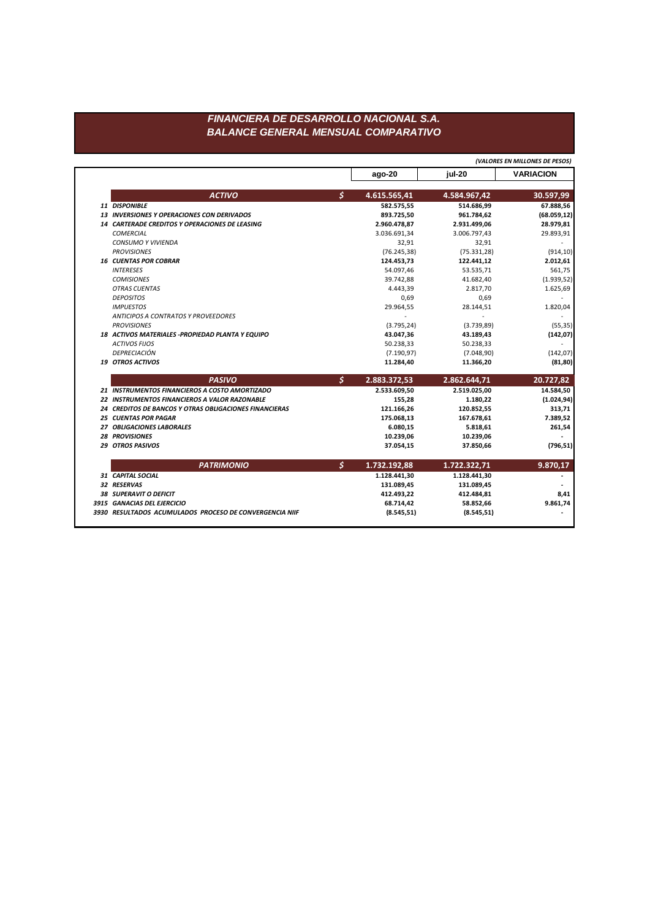# FINANCIERA DE DESARROLLO NACIONAL S.A.
## BALANCE GENERAL MENSUAL COMPARATIVO

*(VALORES EN MILLONES DE PESOS)*

| | | ago-20 | jul-20 | VARIACION |
|---|---|---|---|---|
| ***ACTIVO*** | **$** | **4.615.565,41** | **4.584.967,42** | **30.597,99** |
| ***11 DISPONIBLE*** | | **582.575,55** | **514.686,99** | **67.888,56** |
| ***13 INVERSIONES Y OPERACIONES CON DERIVADOS*** | | **893.725,50** | **961.784,62** | **(68.059,12)** |
| ***14 CARTERADE CREDITOS Y OPERACIONES DE LEASING*** | | **2.960.478,87** | **2.931.499,06** | **28.979,81** |
| *COMERCIAL* | | 3.036.691,34 | 3.006.797,43 | 29.893,91 |
| *CONSUMO Y VIVIENDA* | | 32,91 | 32,91 | - |
| *PROVISIONES* | | (76.245,38) | (75.331,28) | (914,10) |
| ***16 CUENTAS POR COBRAR*** | | **124.453,73** | **122.441,12** | **2.012,61** |
| *INTERESES* | | 54.097,46 | 53.535,71 | 561,75 |
| *COMISIONES* | | 39.742,88 | 41.682,40 | (1.939,52) |
| *OTRAS CUENTAS* | | 4.443,39 | 2.817,70 | 1.625,69 |
| *DEPOSITOS* | | 0,69 | 0,69 | - |
| *IMPUESTOS* | | 29.964,55 | 28.144,51 | 1.820,04 |
| *ANTICIPOS A CONTRATOS Y PROVEEDORES* | | - | - | - |
| *PROVISIONES* | | (3.795,24) | (3.739,89) | (55,35) |
| ***18 ACTIVOS MATERIALES -PROPIEDAD PLANTA Y EQUIPO*** | | **43.047,36** | **43.189,43** | **(142,07)** |
| *ACTIVOS FIJOS* | | 50.238,33 | 50.238,33 | - |
| *DEPRECIACIÓN* | | (7.190,97) | (7.048,90) | (142,07) |
| ***19 OTROS ACTIVOS*** | | **11.284,40** | **11.366,20** | **(81,80)** |
| ***PASIVO*** | **$** | **2.883.372,53** | **2.862.644,71** | **20.727,82** |
| ***21 INSTRUMENTOS FINANCIEROS A COSTO AMORTIZADO*** | | **2.533.609,50** | **2.519.025,00** | **14.584,50** |
| ***22 INSTRUMENTOS FINANCIEROS A VALOR RAZONABLE*** | | **155,28** | **1.180,22** | **(1.024,94)** |
| ***24 CREDITOS DE BANCOS Y OTRAS OBLIGACIONES FINANCIERAS*** | | **121.166,26** | **120.852,55** | **313,71** |
| ***25 CUENTAS POR PAGAR*** | | **175.068,13** | **167.678,61** | **7.389,52** |
| ***27 OBLIGACIONES LABORALES*** | | **6.080,15** | **5.818,61** | **261,54** |
| ***28 PROVISIONES*** | | **10.239,06** | **10.239,06** | **-** |
| ***29 OTROS PASIVOS*** | | **37.054,15** | **37.850,66** | **(796,51)** |
| ***PATRIMONIO*** | **$** | **1.732.192,88** | **1.722.322,71** | **9.870,17** |
| ***31 CAPITAL SOCIAL*** | | **1.128.441,30** | **1.128.441,30** | **-** |
| ***32 RESERVAS*** | | **131.089,45** | **131.089,45** | **-** |
| ***38 SUPERAVIT O DEFICIT*** | | **412.493,22** | **412.484,81** | **8,41** |
| ***3915 GANACIAS DEL EJERCICIO*** | | **68.714,42** | **58.852,66** | **9.861,74** |
| ***3930 RESULTADOS ACUMULADOS PROCESO DE CONVERGENCIA NIIF*** | | **(8.545,51)** | **(8.545,51)** | **-** |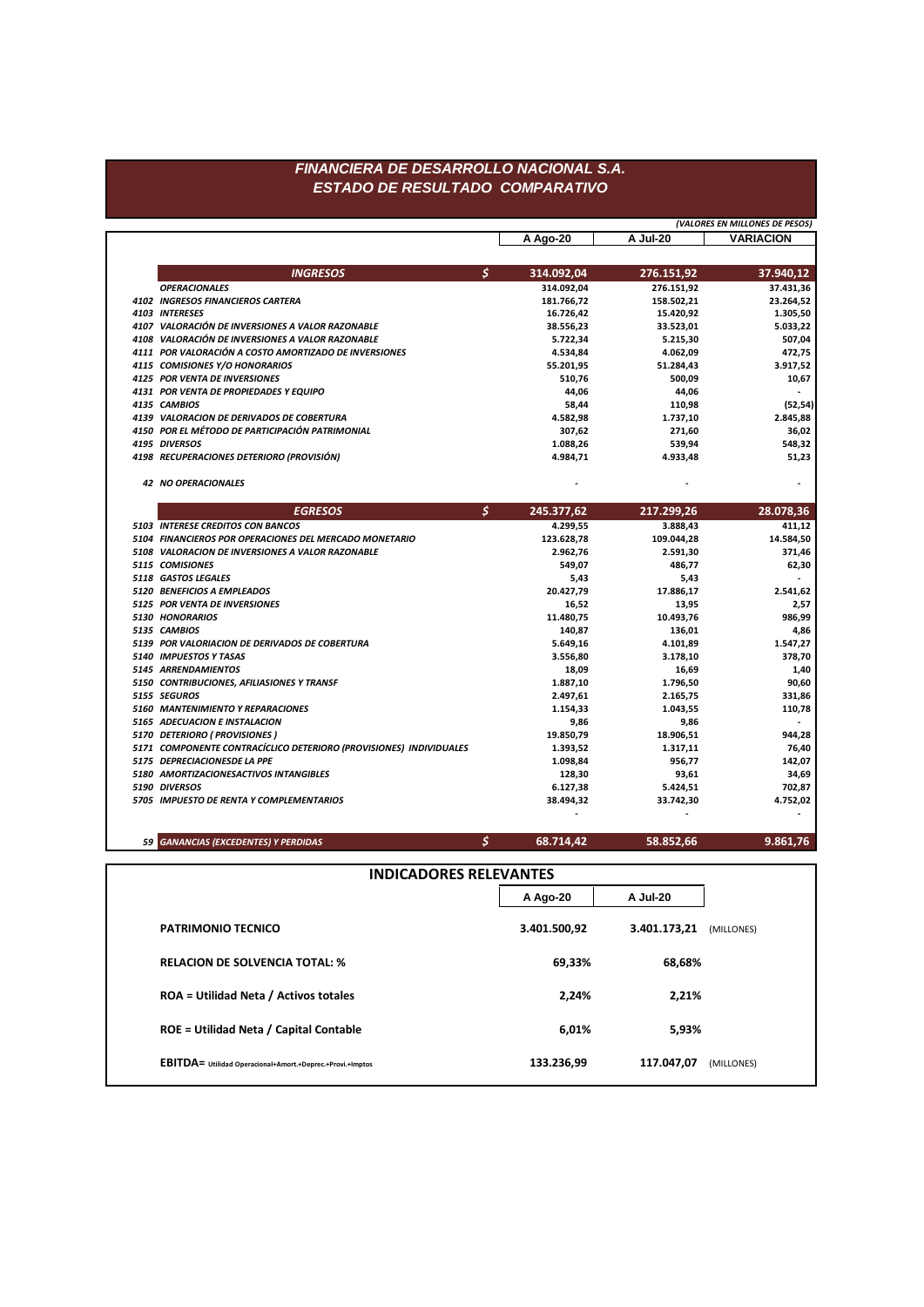# FINANCIERA DE DESARROLLO NACIONAL S.A.
## ESTADO DE RESULTADO COMPARATIVO

*(VALORES EN MILLONES DE PESOS)*

| | | A Ago-20 | A Jul-20 | VARIACION |
|---|---|---|---|---|
| **INGRESOS** | $ | **314.092,04** | **276.151,92** | **37.940,12** |
| **OPERACIONALES** | | 314.092,04 | 276.151,92 | 37.431,36 |
| 4102 INGRESOS FINANCIEROS CARTERA | | 181.766,72 | 158.502,21 | 23.264,52 |
| 4103 INTERESES | | 16.726,42 | 15.420,92 | 1.305,50 |
| 4107 VALORACIÓN DE INVERSIONES A VALOR RAZONABLE | | 38.556,23 | 33.523,01 | 5.033,22 |
| 4108 VALORACIÓN DE INVERSIONES A VALOR RAZONABLE | | 5.722,34 | 5.215,30 | 507,04 |
| 4111 POR VALORACIÓN A COSTO AMORTIZADO DE INVERSIONES | | 4.534,84 | 4.062,09 | 472,75 |
| 4115 COMISIONES Y/O HONORARIOS | | 55.201,95 | 51.284,43 | 3.917,52 |
| 4125 POR VENTA DE INVERSIONES | | 510,76 | 500,09 | 10,67 |
| 4131 POR VENTA DE PROPIEDADES Y EQUIPO | | 44,06 | 44,06 | - |
| 4135 CAMBIOS | | 58,44 | 110,98 | (52,54) |
| 4139 VALORACION DE DERIVADOS DE COBERTURA | | 4.582,98 | 1.737,10 | 2.845,88 |
| 4150 POR EL MÉTODO DE PARTICIPACIÓN PATRIMONIAL | | 307,62 | 271,60 | 36,02 |
| 4195 DIVERSOS | | 1.088,26 | 539,94 | 548,32 |
| 4198 RECUPERACIONES DETERIORO (PROVISIÓN) | | 4.984,71 | 4.933,48 | 51,23 |
| 42 NO OPERACIONALES | | - | - | - |
| **EGRESOS** | $ | **245.377,62** | **217.299,26** | **28.078,36** |
| 5103 INTERESE CREDITOS CON BANCOS | | 4.299,55 | 3.888,43 | 411,12 |
| 5104 FINANCIEROS POR OPERACIONES DEL MERCADO MONETARIO | | 123.628,78 | 109.044,28 | 14.584,50 |
| 5108 VALORACION DE INVERSIONES A VALOR RAZONABLE | | 2.962,76 | 2.591,30 | 371,46 |
| 5115 COMISIONES | | 549,07 | 486,77 | 62,30 |
| 5118 GASTOS LEGALES | | 5,43 | 5,43 | - |
| 5120 BENEFICIOS A EMPLEADOS | | 20.427,79 | 17.886,17 | 2.541,62 |
| 5125 POR VENTA DE INVERSIONES | | 16,52 | 13,95 | 2,57 |
| 5130 HONORARIOS | | 11.480,75 | 10.493,76 | 986,99 |
| 5135 CAMBIOS | | 140,87 | 136,01 | 4,86 |
| 5139 POR VALORIACION DE DERIVADOS DE COBERTURA | | 5.649,16 | 4.101,89 | 1.547,27 |
| 5140 IMPUESTOS Y TASAS | | 3.556,80 | 3.178,10 | 378,70 |
| 5145 ARRENDAMIENTOS | | 18,09 | 16,69 | 1,40 |
| 5150 CONTRIBUCIONES, AFILIASIONES Y TRANSF | | 1.887,10 | 1.796,50 | 90,60 |
| 5155 SEGUROS | | 2.497,61 | 2.165,75 | 331,86 |
| 5160 MANTENIMIENTO Y REPARACIONES | | 1.154,33 | 1.043,55 | 110,78 |
| 5165 ADECUACION E INSTALACION | | 9,86 | 9,86 | - |
| 5170 DETERIORO ( PROVISIONES ) | | 19.850,79 | 18.906,51 | 944,28 |
| 5171 COMPONENTE CONTRACÍCLICO DETERIORO (PROVISIONES) INDIVIDUALES | | 1.393,52 | 1.317,11 | 76,40 |
| 5175 DEPRECIACIONESDE LA PPE | | 1.098,84 | 956,77 | 142,07 |
| 5180 AMORTIZACIONESACTIVOS INTANGIBLES | | 128,30 | 93,61 | 34,69 |
| 5190 DIVERSOS | | 6.127,38 | 5.424,51 | 702,87 |
| 5705 IMPUESTO DE RENTA Y COMPLEMENTARIOS | | 38.494,32 | 33.742,30 | 4.752,02 |
| | | - | - | - |
| **59 GANANCIAS (EXCEDENTES) Y PERDIDAS** | $ | **68.714,42** | **58.852,66** | **9.861,76** |

## INDICADORES RELEVANTES

| | A Ago-20 | A Jul-20 | |
|---|---|---|---|
| **PATRIMONIO TECNICO** | 3.401.500,92 | 3.401.173,21 | (MILLONES) |
| **RELACION DE SOLVENCIA TOTAL: %** | 69,33% | 68,68% | |
| **ROA = Utilidad Neta / Activos totales** | 2,24% | 2,21% | |
| **ROE = Utilidad Neta / Capital Contable** | 6,01% | 5,93% | |
| **EBITDA=** Utilidad Operacional+Amort.+Deprec.+Provi.+Imptos | 133.236,99 | 117.047,07 | (MILLONES) |